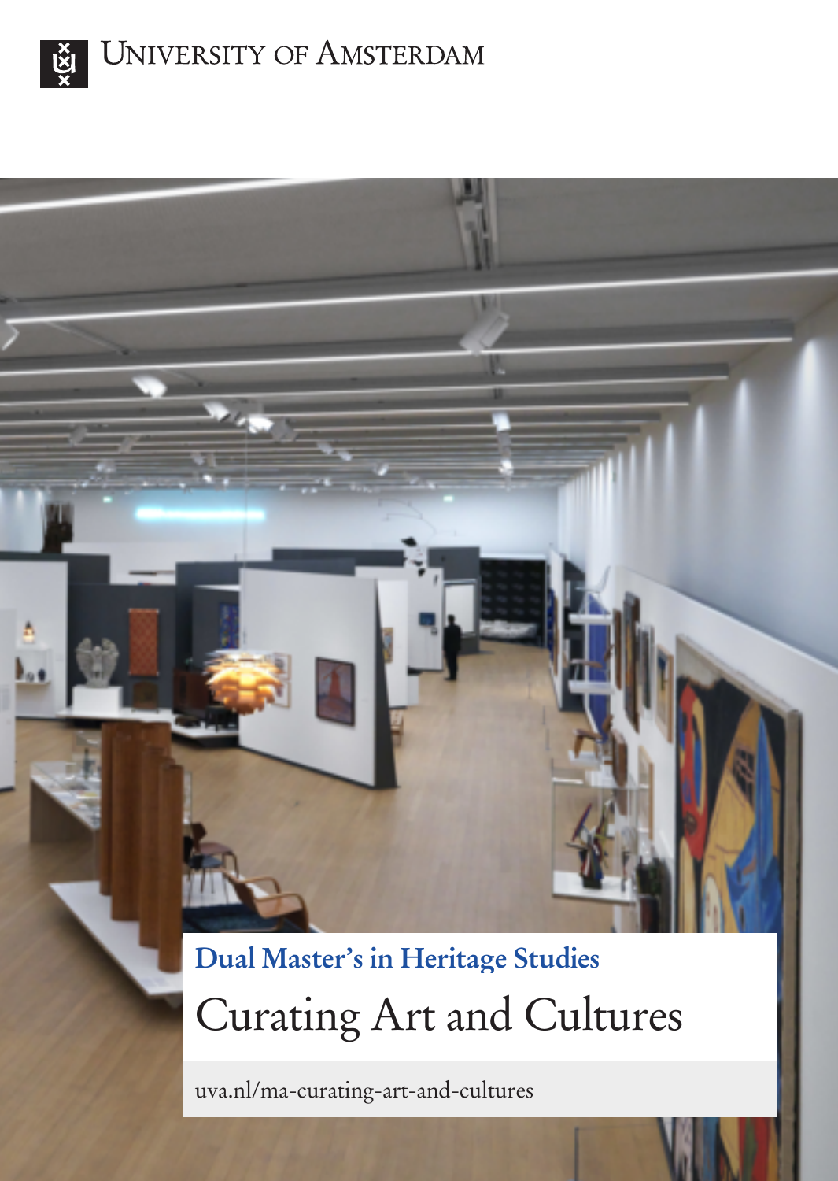University of Amsterdam

## Dual Master's in Heritage Studies

# Curating Art and Cultures

uva.nl/ma-curating-art-and-cultures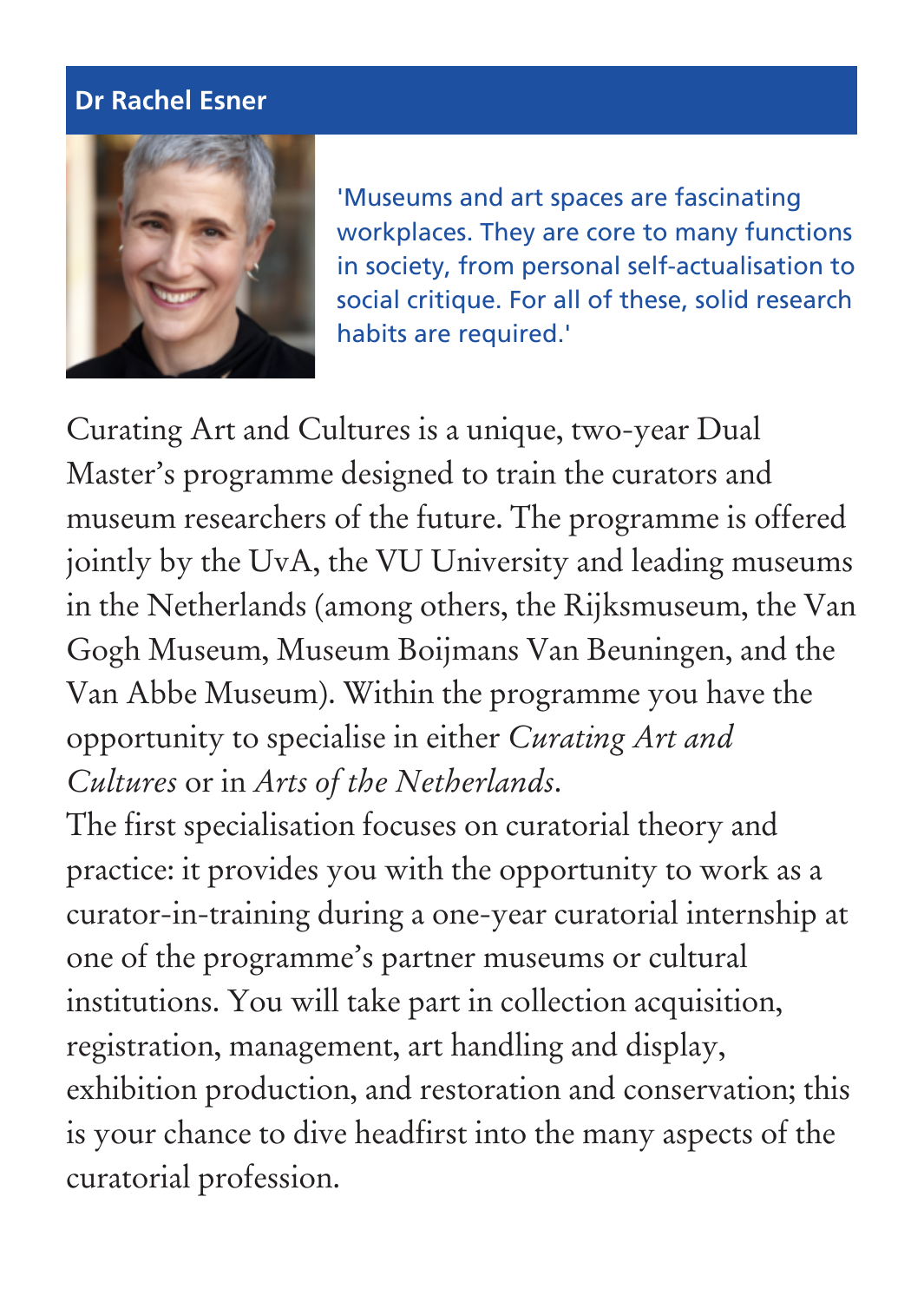**Dr Rachel Esner**

'Museums and art spaces are fascinating workplaces. They are core to many functions in society, from personal self-actualisation to social critique. For all of these, solid research habits are required.'

Curating Art and Cultures is a unique, two-year Dual Master's programme designed to train the curators and museum researchers of the future. The programme is offered jointly by the UvA, the VU University and leading museums in the Netherlands (among others, the Rijksmuseum, the Van Gogh Museum, Museum Boijmans Van Beuningen, and the Van Abbe Museum). Within the programme you have the opportunity to specialise in either *Curating Art and Cultures* or in *Arts of the Netherlands*.

The first specialisation focuses on curatorial theory and practice: it provides you with the opportunity to work as a curator-in-training during a one-year curatorial internship at one of the programme's partner museums or cultural institutions. You will take part in collection acquisition, registration, management, art handling and display, exhibition production, and restoration and conservation; this is your chance to dive headfirst into the many aspects of the curatorial profession.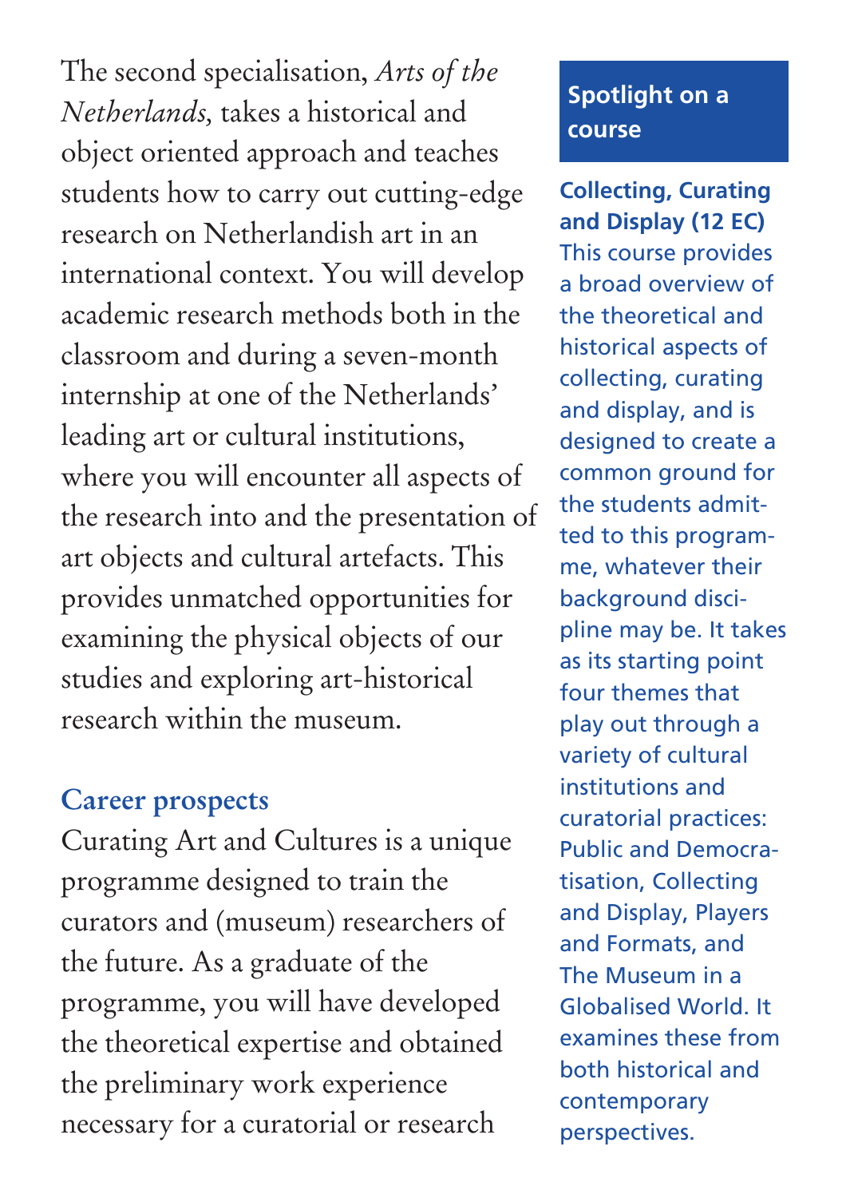The second specialisation, *Arts of the Netherlands,* takes a historical and object oriented approach and teaches students how to carry out cutting-edge research on Netherlandish art in an international context. You will develop academic research methods both in the classroom and during a seven-month internship at one of the Netherlands' leading art or cultural institutions, where you will encounter all aspects of the research into and the presentation of art objects and cultural artefacts. This provides unmatched opportunities for examining the physical objects of our studies and exploring art-historical research within the museum.

## Career prospects

Curating Art and Cultures is a unique programme designed to train the curators and (museum) researchers of the future. As a graduate of the programme, you will have developed the theoretical expertise and obtained the preliminary work experience necessary for a curatorial or research

## Spotlight on a course

**Collecting, Curating and Display (12 EC)**
This course provides a broad overview of the theoretical and historical aspects of collecting, curating and display, and is designed to create a common ground for the students admitted to this programme, whatever their background discipline may be. It takes as its starting point four themes that play out through a variety of cultural institutions and curatorial practices: Public and Democratisation, Collecting and Display, Players and Formats, and The Museum in a Globalised World. It examines these from both historical and contemporary perspectives.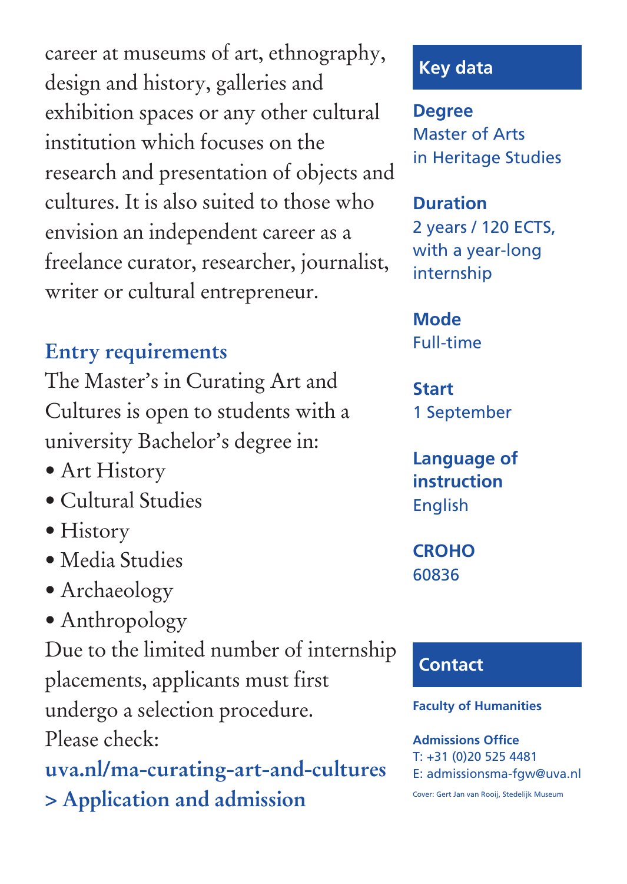career at museums of art, ethnography, design and history, galleries and exhibition spaces or any other cultural institution which focuses on the research and presentation of objects and cultures. It is also suited to those who envision an independent career as a freelance curator, researcher, journalist, writer or cultural entrepreneur.

## Entry requirements

The Master's in Curating Art and Cultures is open to students with a university Bachelor's degree in:

- Art History
- Cultural Studies
- History
- Media Studies
- Archaeology
- Anthropology

Due to the limited number of internship placements, applicants must first undergo a selection procedure.
Please check:
**uva.nl/ma-curating-art-and-cultures > Application and admission**

## Key data

**Degree**
Master of Arts in Heritage Studies

**Duration**
2 years / 120 ECTS, with a year-long internship

**Mode**
Full-time

**Start**
1 September

**Language of instruction**
English

**CROHO**
60836

## Contact

**Faculty of Humanities**

**Admissions Office**
T: +31 (0)20 525 4481
E: admissionsma-fgw@uva.nl

Cover: Gert Jan van Rooij, Stedelijk Museum